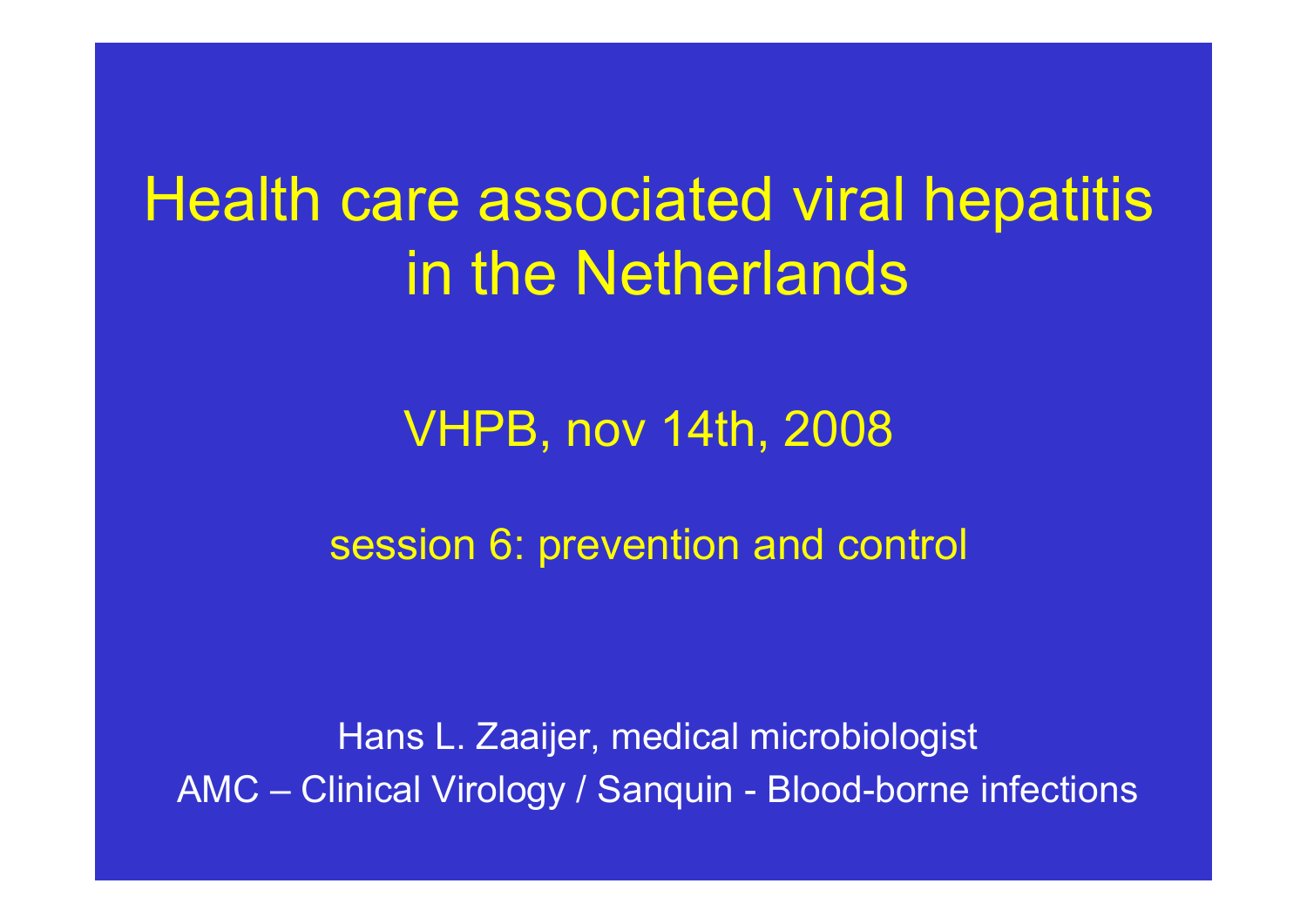# Health care associated viral hepatitis in the Netherlands

VHPB, nov 14th, 2008

session 6: prevention and control

Hans L. Zaaijer, medical microbiologist

AMC – Clinical Virology / Sanquin - Blood-borne infections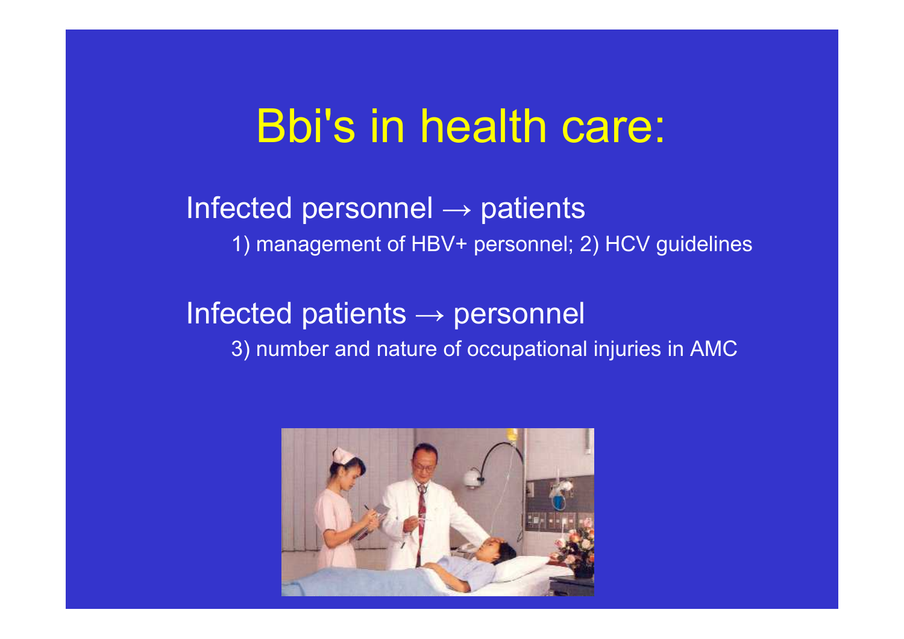# Bbi's in health care:

Infected personnel → patients

1) management of HBV+ personnel; 2) HCV guidelines

Infected patients → personnel

3) number and nature of occupational injuries in AMC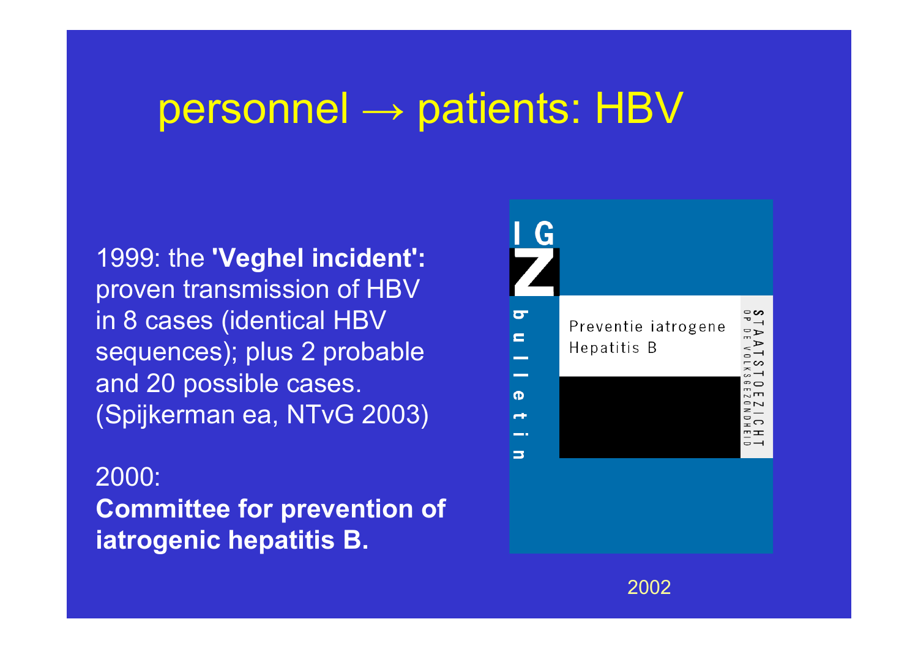# personnel → patients: HBV

1999: the **'Veghel incident':** proven transmission of HBV in 8 cases (identical HBV sequences); plus 2 probable and 20 possible cases. (Spijkerman ea, NTvG 2003)

2000:
**Committee for prevention of iatrogenic hepatitis B.**

IGZ bulletin

Preventie iatrogene Hepatitis B

STAATSTOEZICHT OP DE VOLKSGEZONDHEID

2002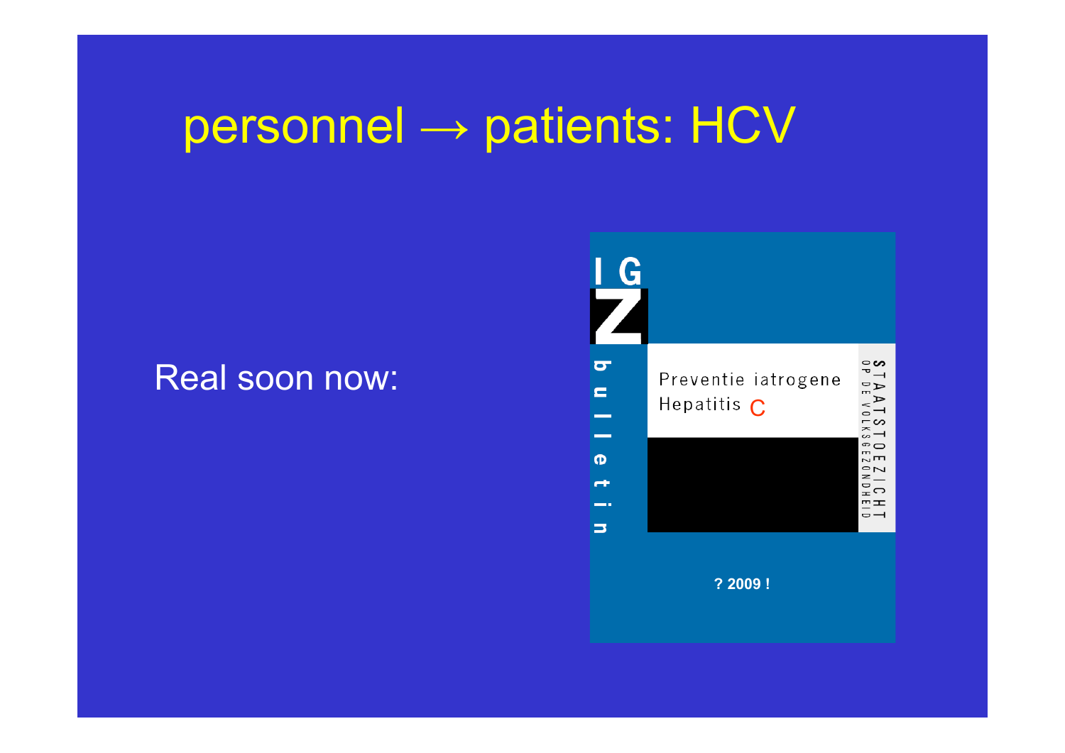# personnel → patients: HCV

Real soon now:

IGZ

bulletin

Preventie iatrogene Hepatitis C

STAATSTOEZICHT OP DE VOLKSGEZONDHEID

? 2009 !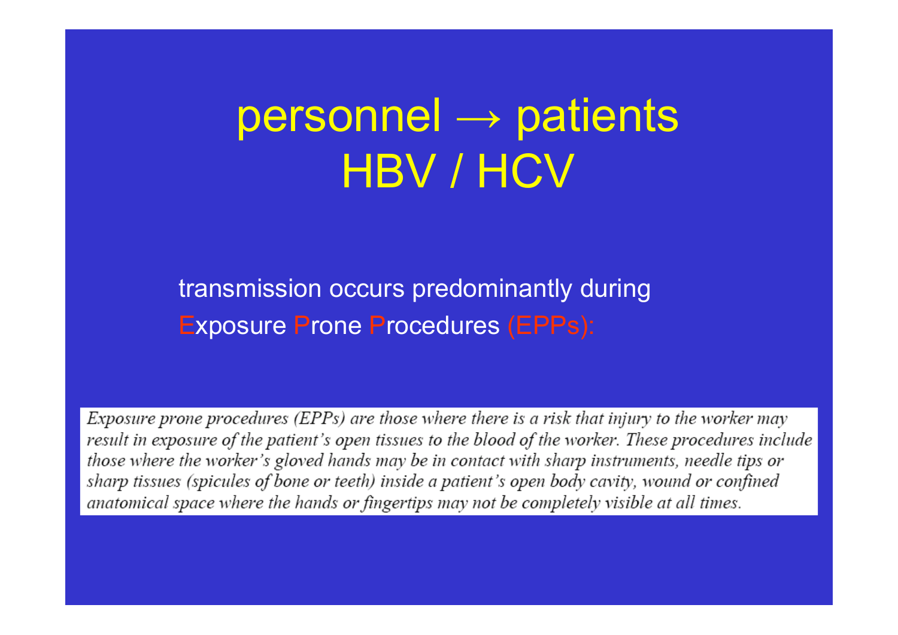# personnel → patients HBV / HCV

transmission occurs predominantly during Exposure Prone Procedures (EPPs):

*Exposure prone procedures (EPPs) are those where there is a risk that injury to the worker may result in exposure of the patient's open tissues to the blood of the worker. These procedures include those where the worker's gloved hands may be in contact with sharp instruments, needle tips or sharp tissues (spicules of bone or teeth) inside a patient's open body cavity, wound or confined anatomical space where the hands or fingertips may not be completely visible at all times.*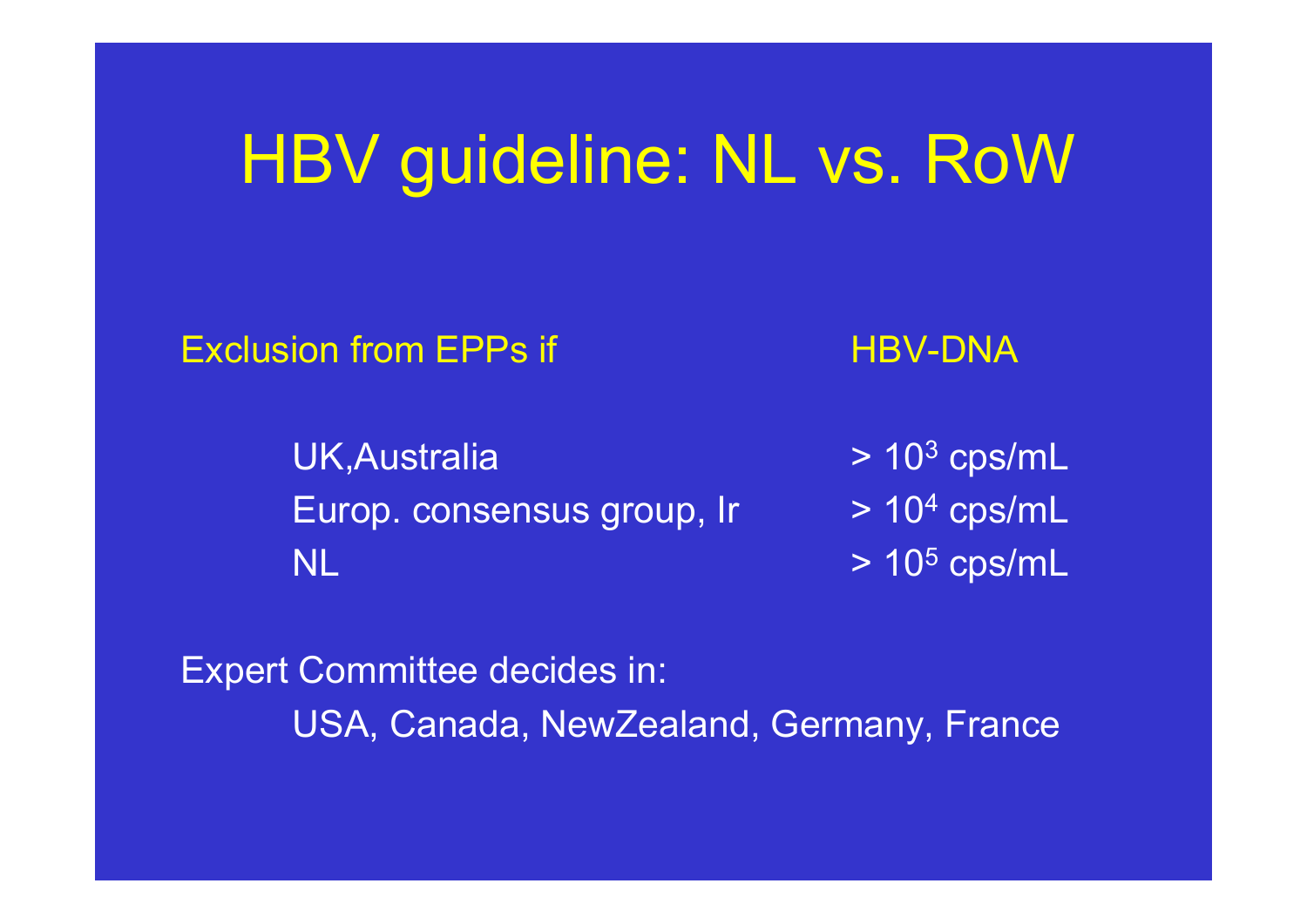# HBV guideline: NL vs. RoW

| Exclusion from EPPs if | HBV-DNA |
| --- | --- |
| UK,Australia | > $10^3$ cps/mL |
| Europ. consensus group, Ir | > $10^4$ cps/mL |
| NL | > $10^5$ cps/mL |

Expert Committee decides in:

USA, Canada, NewZealand, Germany, France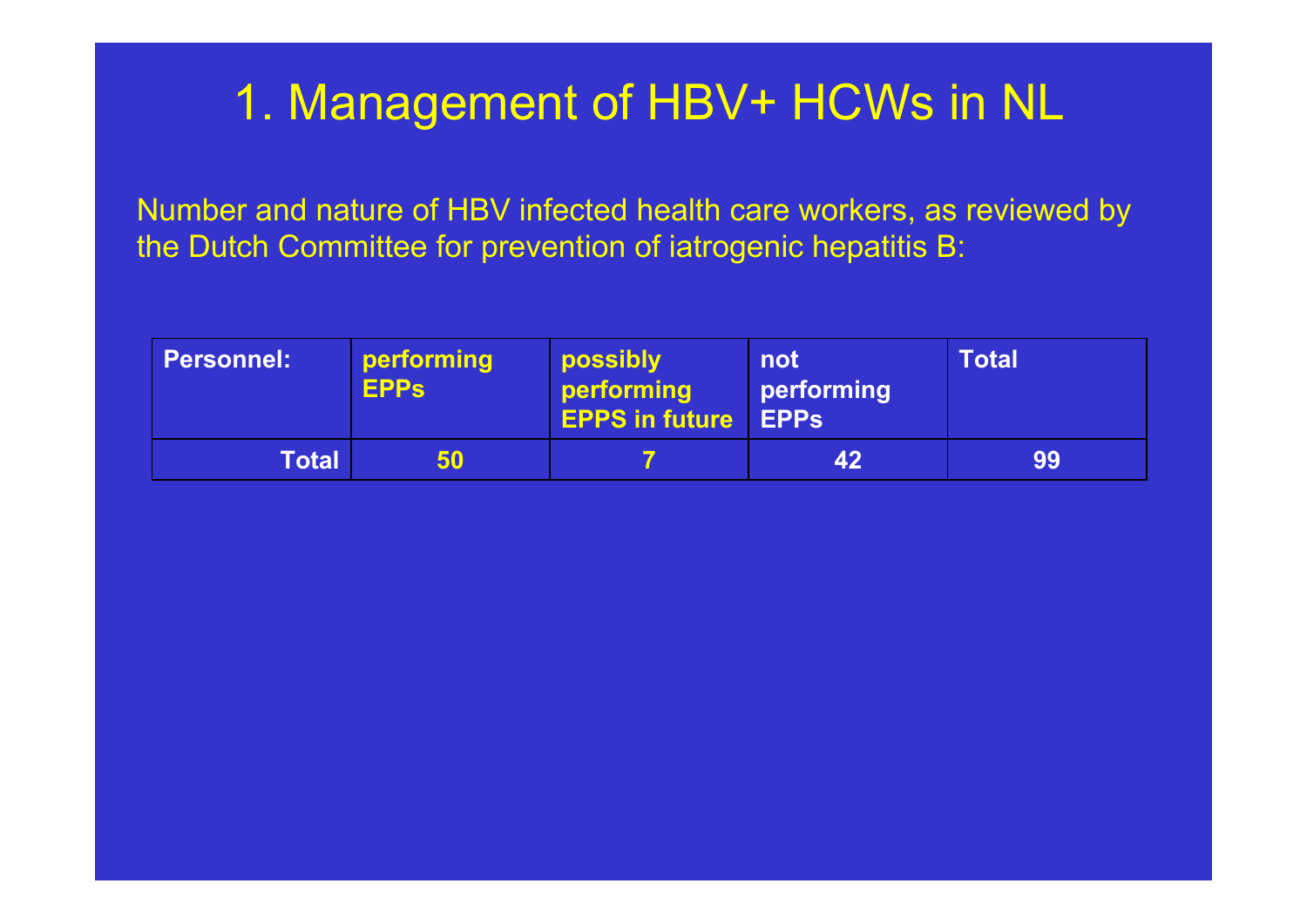# 1. Management of HBV+ HCWs in NL

Number and nature of HBV infected health care workers, as reviewed by the Dutch Committee for prevention of iatrogenic hepatitis B:

| Personnel: | performing EPPs | possibly performing EPPS in future | not performing EPPs | Total |
|---|---|---|---|---|
| Total | 50 | 7 | 42 | 99 |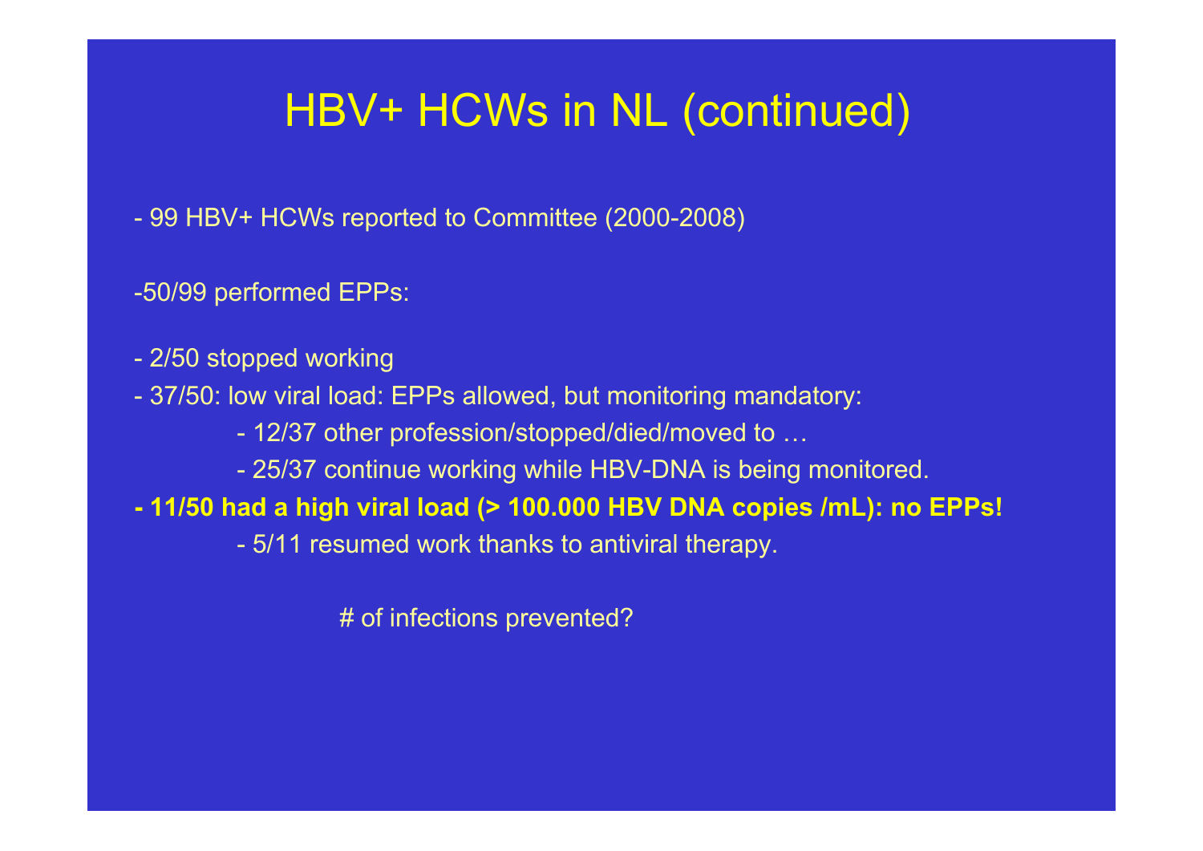# HBV+ HCWs in NL (continued)

- 99 HBV+ HCWs reported to Committee (2000-2008)

-50/99 performed EPPs:

- 2/50 stopped working
- 37/50: low viral load: EPPs allowed, but monitoring mandatory:
  - 12/37 other profession/stopped/died/moved to …
  - 25/37 continue working while HBV-DNA is being monitored.
- **11/50 had a high viral load (> 100.000 HBV DNA copies /mL): no EPPs!**
  - 5/11 resumed work thanks to antiviral therapy.

# of infections prevented?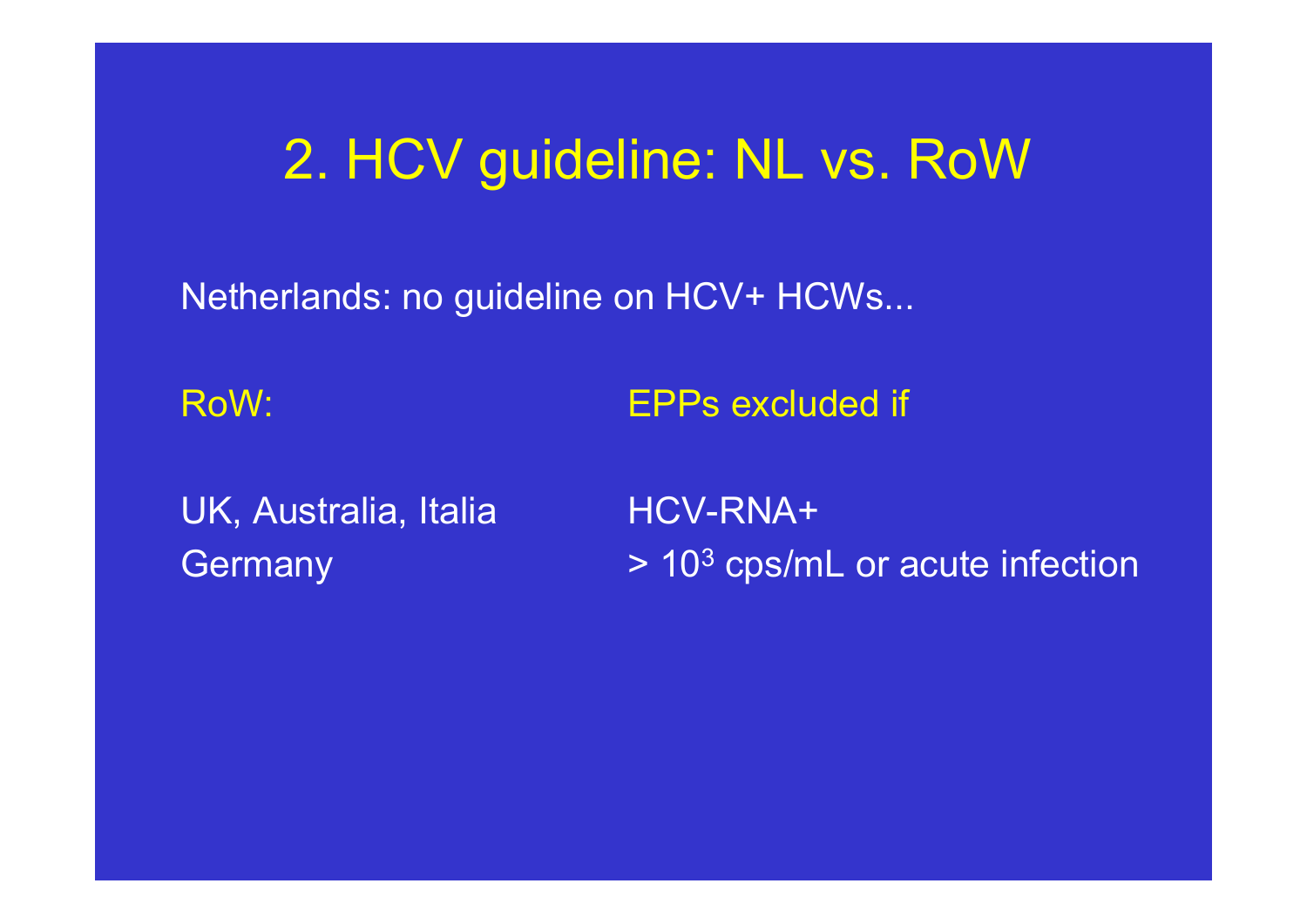# 2. HCV guideline: NL vs. RoW

Netherlands: no guideline on HCV+ HCWs...

| RoW: | EPPs excluded if |
| --- | --- |
| UK, Australia, Italia | HCV-RNA+ |
| Germany | > $10^3$ cps/mL or acute infection |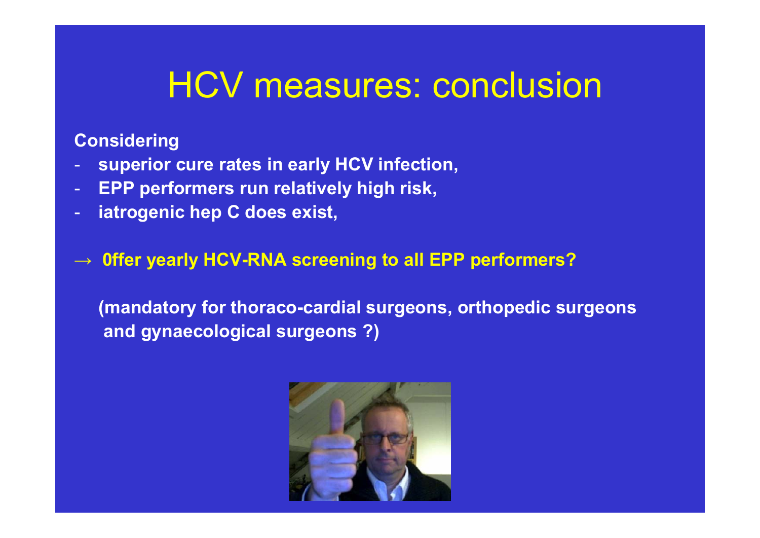# HCV measures: conclusion

**Considering**

- **superior cure rates in early HCV infection,**
- **EPP performers run relatively high risk,**
- **iatrogenic hep C does exist,**

**→ 0ffer yearly HCV-RNA screening to all EPP performers?**

**(mandatory for thoraco-cardial surgeons, orthopedic surgeons and gynaecological surgeons ?)**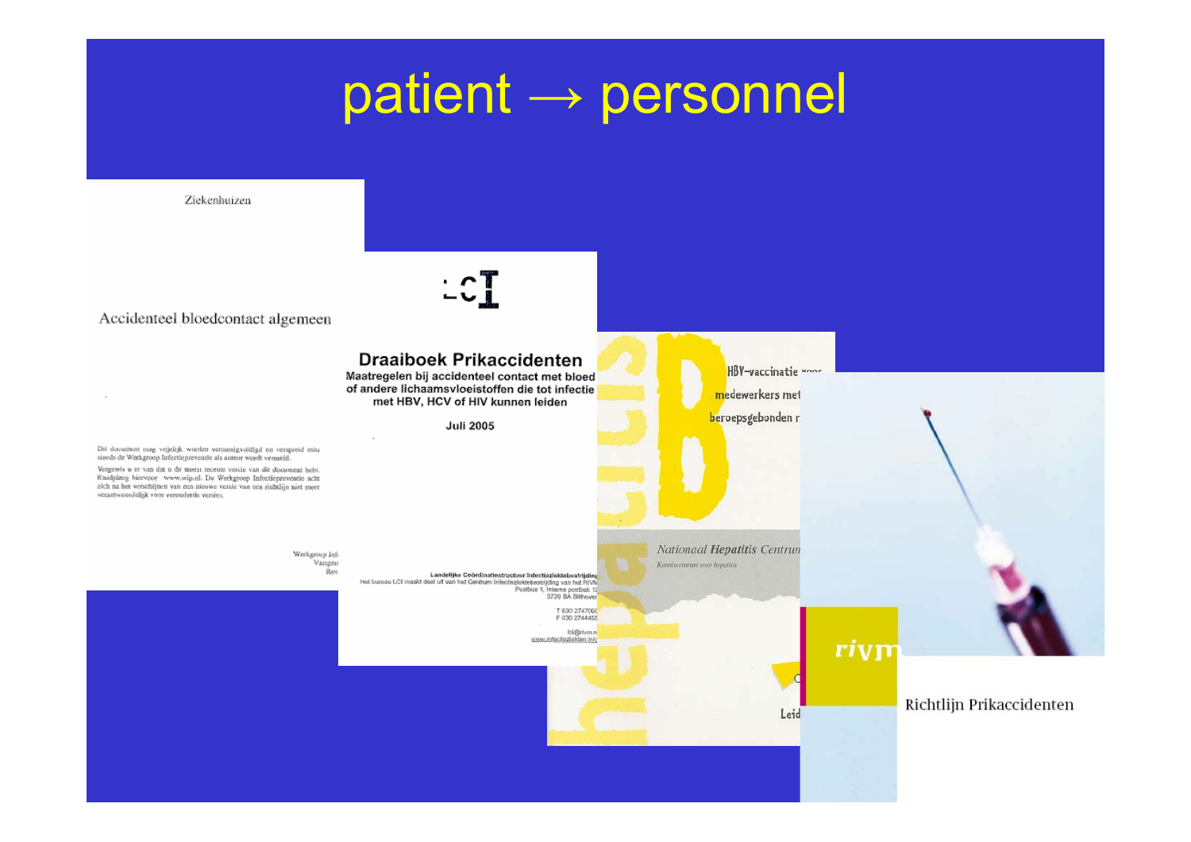# patient → personnel

Ziekenhuizen

Accidenteel bloedcontact algemeen

Dit document mag vrijelijk worden vermenigvuldigd en verspreid mits steeds de Werkgroep Infectiepreventie als auteur wordt vermeld.

Vergewis u er van dat u de meest recente versie van dit document hebt. Raadpleeg hiervoor www.wip.nl. De Werkgroep Infectiepreventie acht zich na het verschijnen van een nieuwe versie van een richtlijn niet meer verantwoordelijk voor verouderde versies.

LCI

**Draaiboek Prikaccidenten**

**Maatregelen bij accidenteel contact met bloed of andere lichaamsvloeistoffen die tot infectie met HBV, HCV of HIV kunnen leiden**

**Juli 2005**

Landelijke Coördinatiestructuur Infectieziektebestrijding
Het bureau LCI maakt deel uit van het Centrum Infectieziektebestrijding van het RIVM

hepatitis B

HBV-vaccinatie voor medewerkers met beroepsgebonden r

Nationaal Hepatitis Centrum

rivm

Richtlijn Prikaccidenten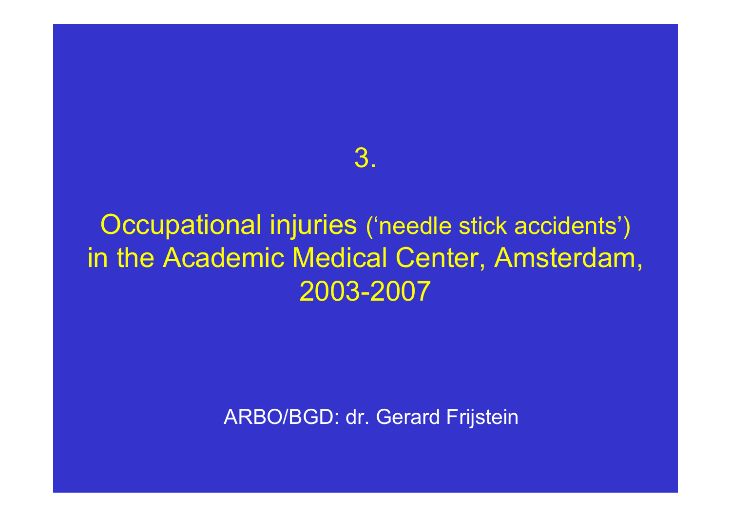# 3.

# Occupational injuries ('needle stick accidents') in the Academic Medical Center, Amsterdam, 2003-2007

ARBO/BGD: dr. Gerard Frijstein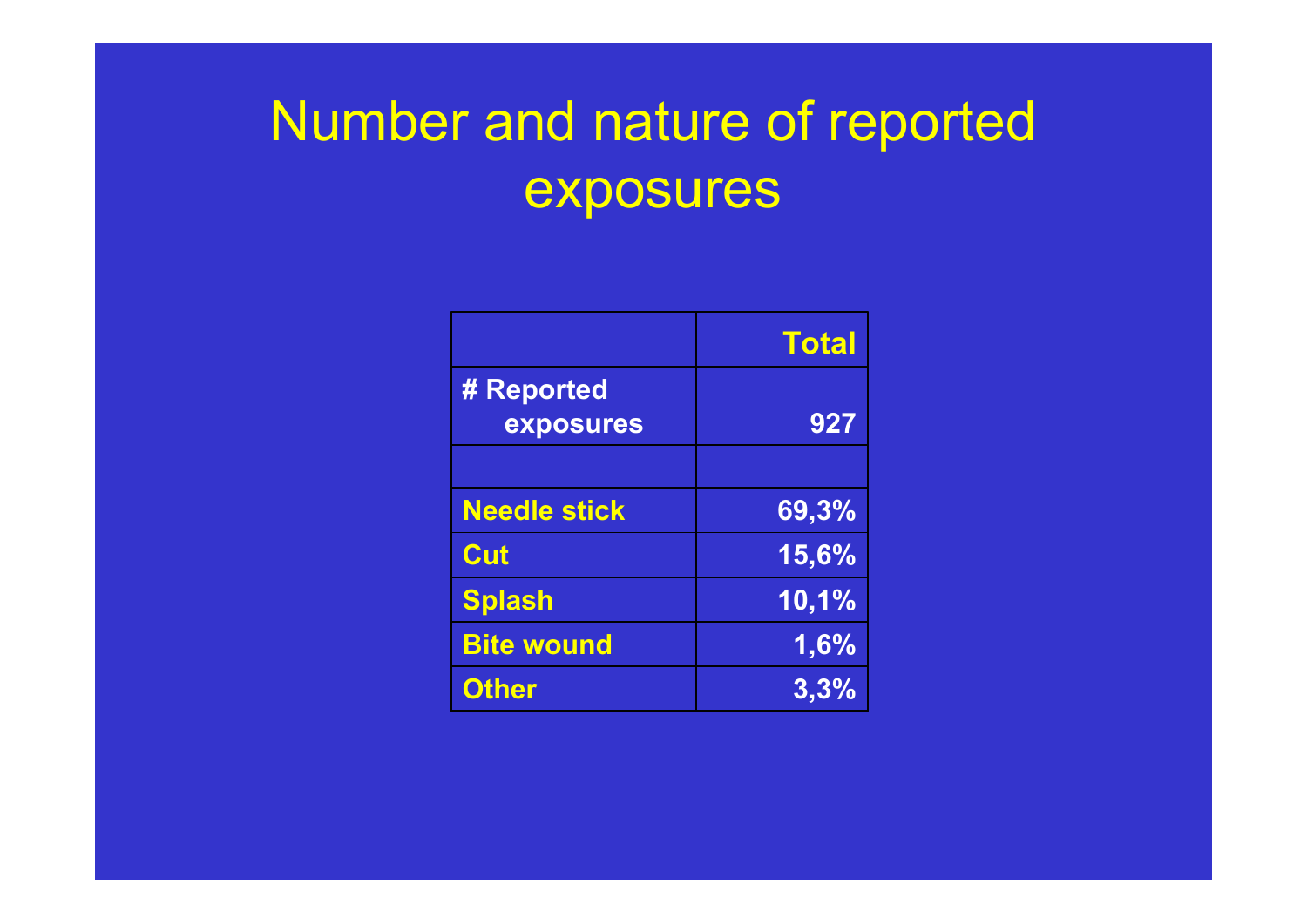# Number and nature of reported exposures

| | **Total** |
|---|---|
| **# Reported exposures** | **927** |
| | |
| **Needle stick** | **69,3%** |
| **Cut** | **15,6%** |
| **Splash** | **10,1%** |
| **Bite wound** | **1,6%** |
| **Other** | **3,3%** |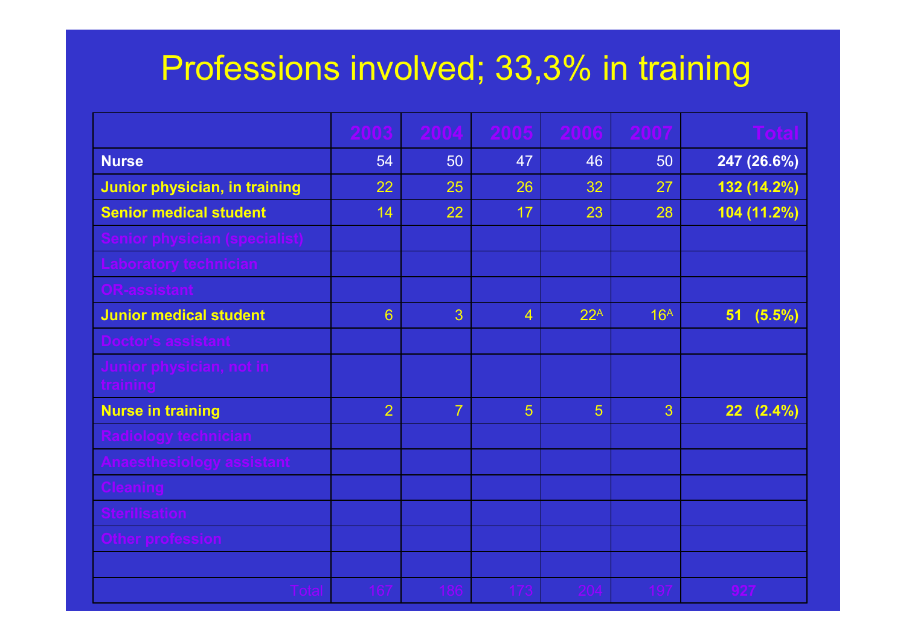# Professions involved; 33,3% in training

| | 2003 | 2004 | 2005 | 2006 | 2007 | Total |
|---|---|---|---|---|---|---|
| **Nurse** | 54 | 50 | 47 | 46 | 50 | **247 (26.6%)** |
| **Junior physician, in training** | 22 | 25 | 26 | 32 | 27 | **132 (14.2%)** |
| **Senior medical student** | 14 | 22 | 17 | 23 | 28 | **104 (11.2%)** |
| Senior physician (specialist) | | | | | | |
| Laboratory technician | | | | | | |
| OR-assistant | | | | | | |
| **Junior medical student** | 6 | 3 | 4 | 22[A] | 16[A] | **51 (5.5%)** |
| Doctor's assistant | | | | | | |
| Junior physician, not in training | | | | | | |
| **Nurse in training** | 2 | 7 | 5 | 5 | 3 | **22 (2.4%)** |
| Radiology technician | | | | | | |
| Anaesthesiology assistant | | | | | | |
| Cleaning | | | | | | |
| Sterilisation | | | | | | |
| Other profession | | | | | | |
| | | | | | | |
| Total | 167 | 186 | 173 | 204 | 197 | 927 |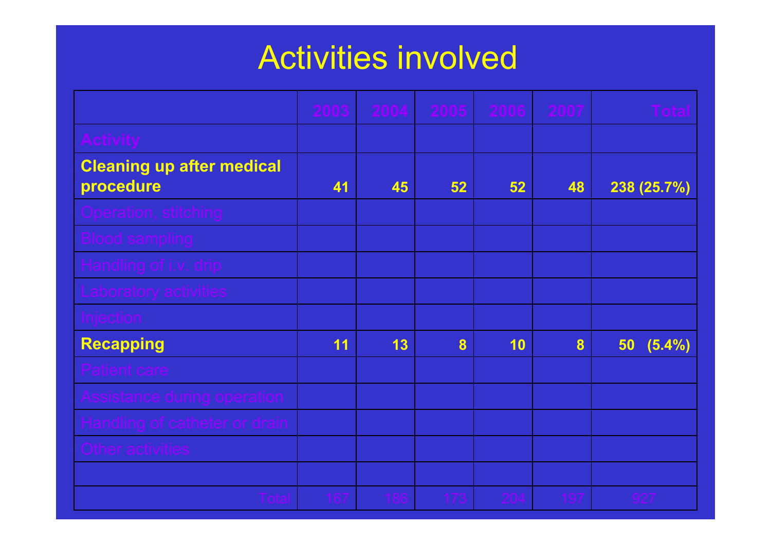# Activities involved

| | 2003 | 2004 | 2005 | 2006 | 2007 | Total |
|---|---|---|---|---|---|---|
| Activity | | | | | | |
| **Cleaning up after medical procedure** | **41** | **45** | **52** | **52** | **48** | **238 (25.7%)** |
| Operation, stitching | | | | | | |
| Blood sampling | | | | | | |
| Handling of i.v. drip | | | | | | |
| Laboratory activities | | | | | | |
| Injection | | | | | | |
| **Recapping** | **11** | **13** | **8** | **10** | **8** | **50 (5.4%)** |
| Patient care | | | | | | |
| Assistance during operation | | | | | | |
| Handling of catheter or drain | | | | | | |
| Other activities | | | | | | |
| | | | | | | |
| Total | 167 | 186 | 173 | 204 | 197 | 927 |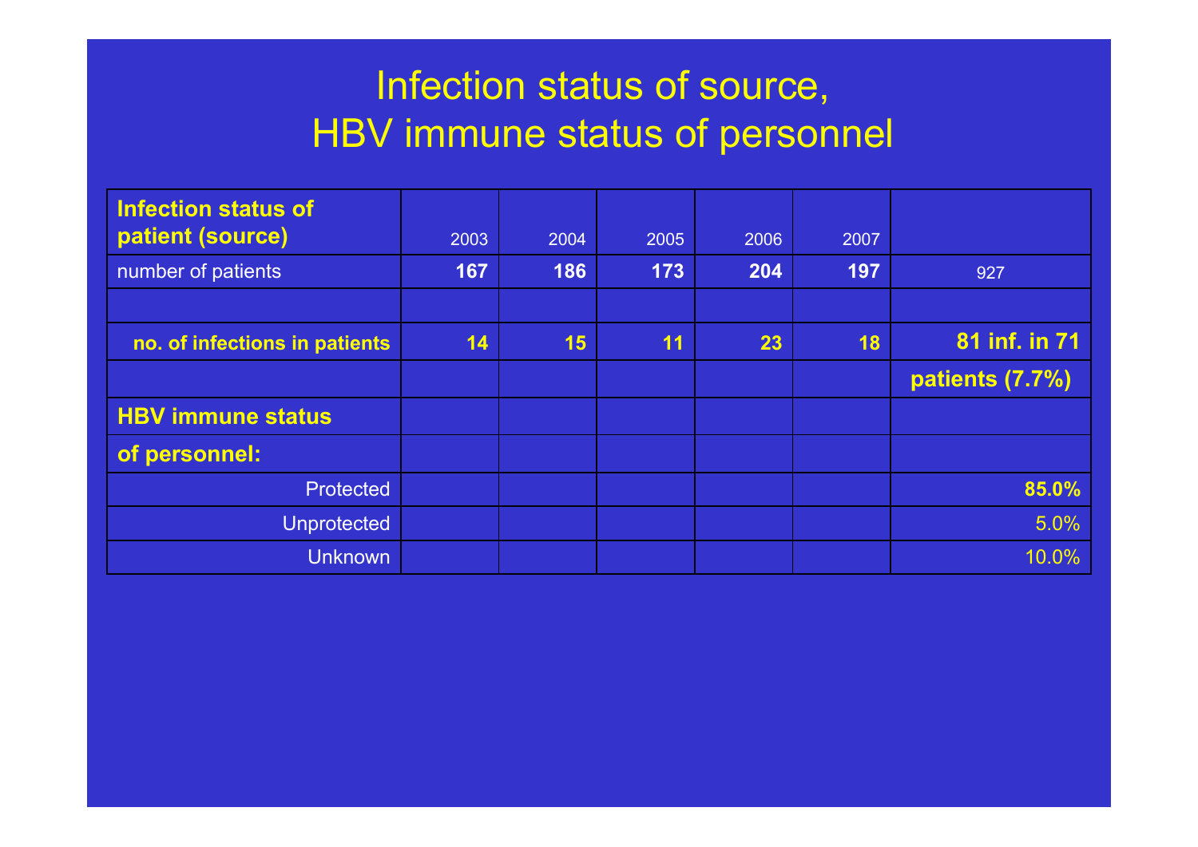# Infection status of source, HBV immune status of personnel

| **Infection status of patient (source)** | 2003 | 2004 | 2005 | 2006 | 2007 | |
|---|---|---|---|---|---|---|
| number of patients | **167** | **186** | **173** | **204** | **197** | 927 |
| | | | | | | |
| **no. of infections in patients** | **14** | **15** | **11** | **23** | **18** | **81 inf. in 71** |
| | | | | | | **patients (7.7%)** |
| **HBV immune status** | | | | | | |
| **of personnel:** | | | | | | |
| Protected | | | | | | **85.0%** |
| Unprotected | | | | | | 5.0% |
| Unknown | | | | | | 10.0% |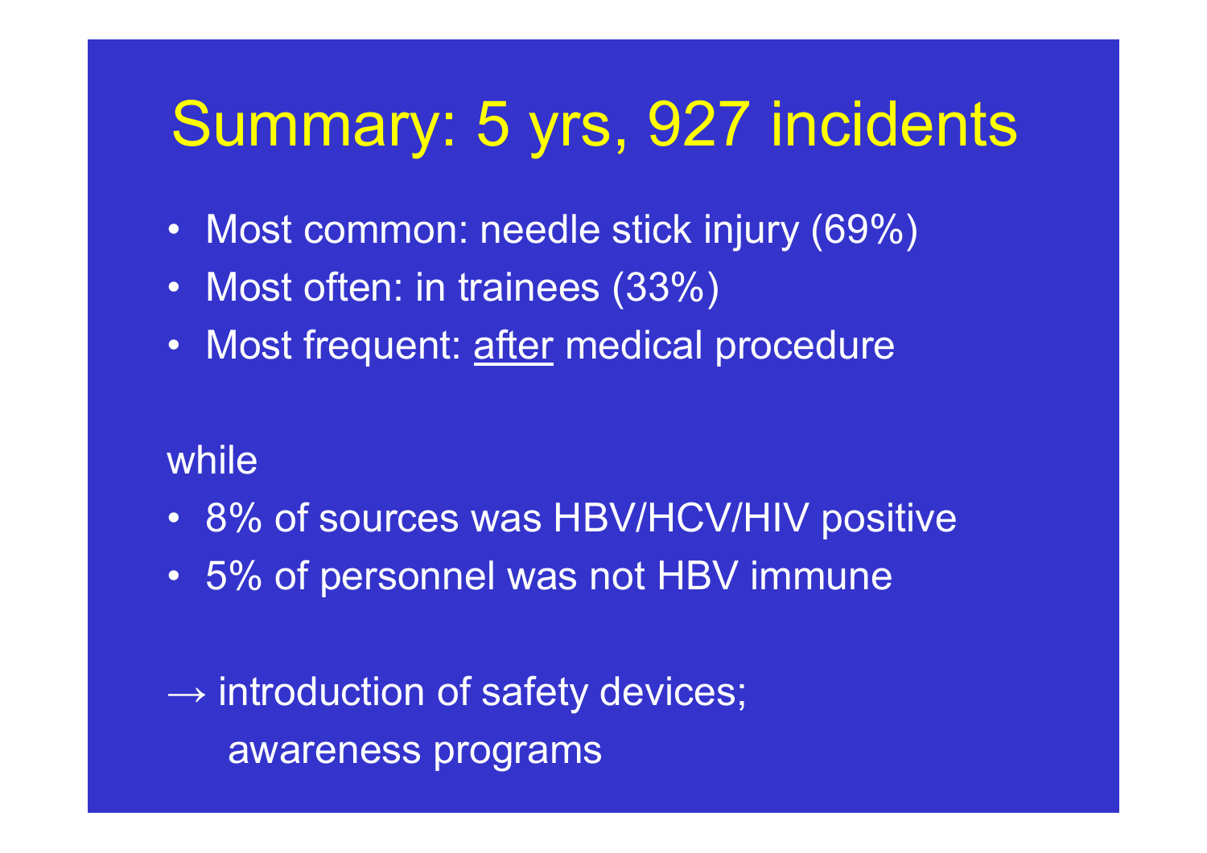# Summary: 5 yrs, 927 incidents

- Most common: needle stick injury (69%)
- Most often: in trainees (33%)
- Most frequent: <u>after</u> medical procedure

while

- 8% of sources was HBV/HCV/HIV positive
- 5% of personnel was not HBV immune

→ introduction of safety devices;
awareness programs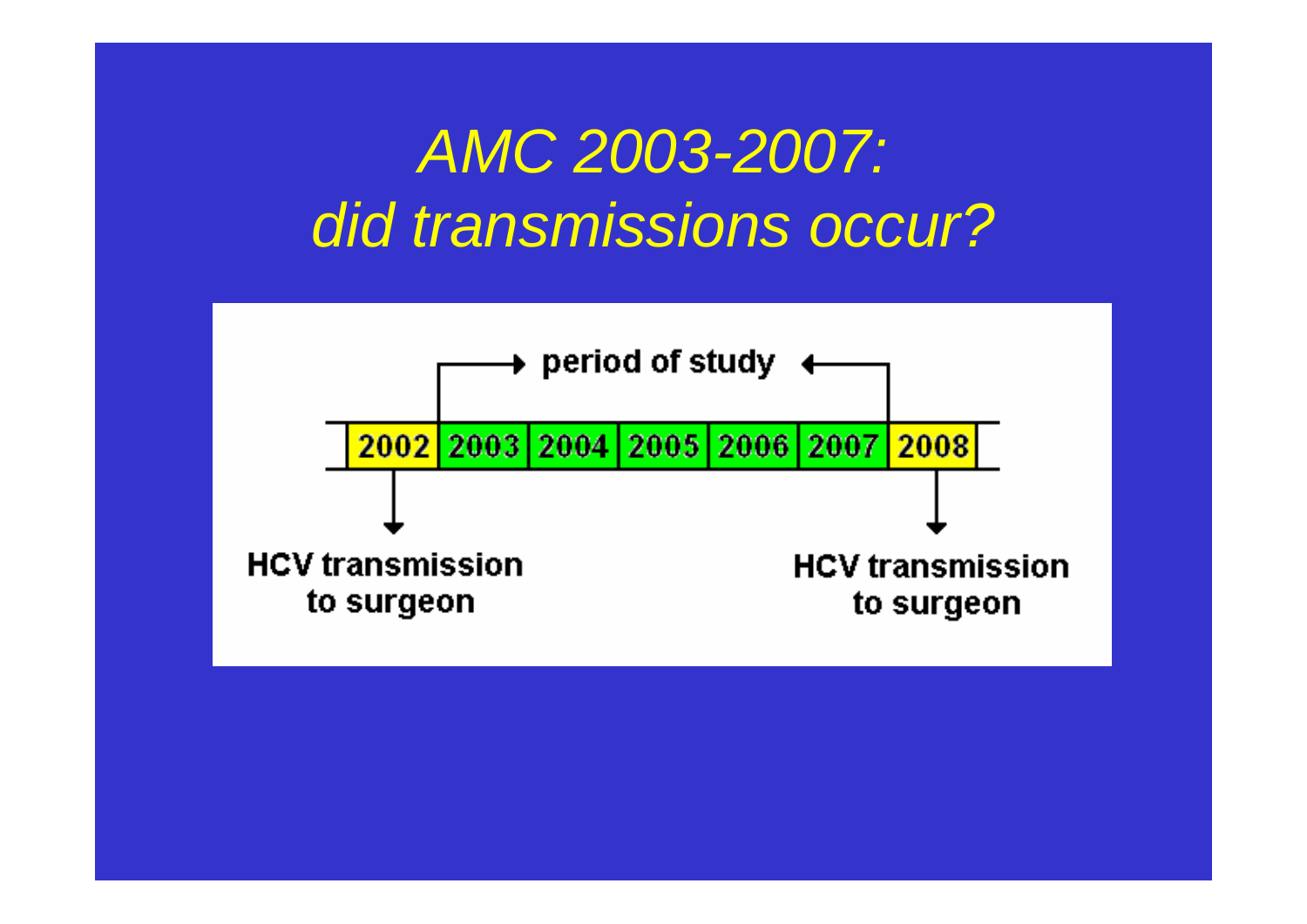# *AMC 2003-2007: did transmissions occur?*

period of study

| 2002 | 2003 | 2004 | 2005 | 2006 | 2007 | 2008 |
|---|---|---|---|---|---|---|

**HCV transmission to surgeon** (2002)

**HCV transmission to surgeon** (2008)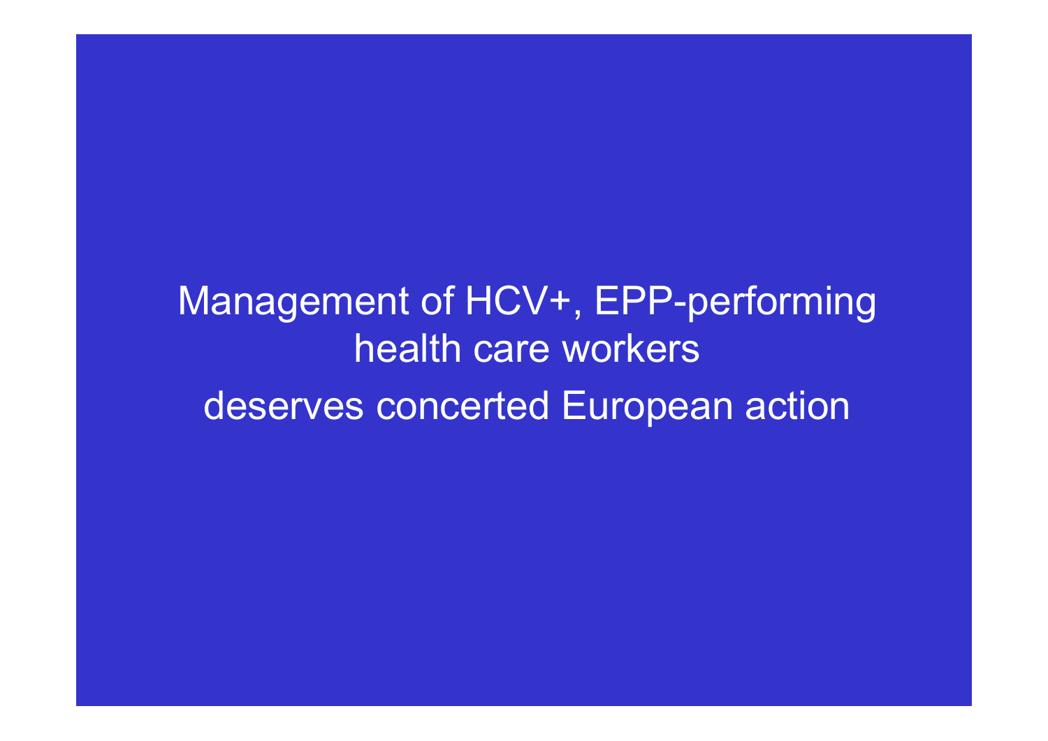Management of HCV+, EPP-performing health care workers

deserves concerted European action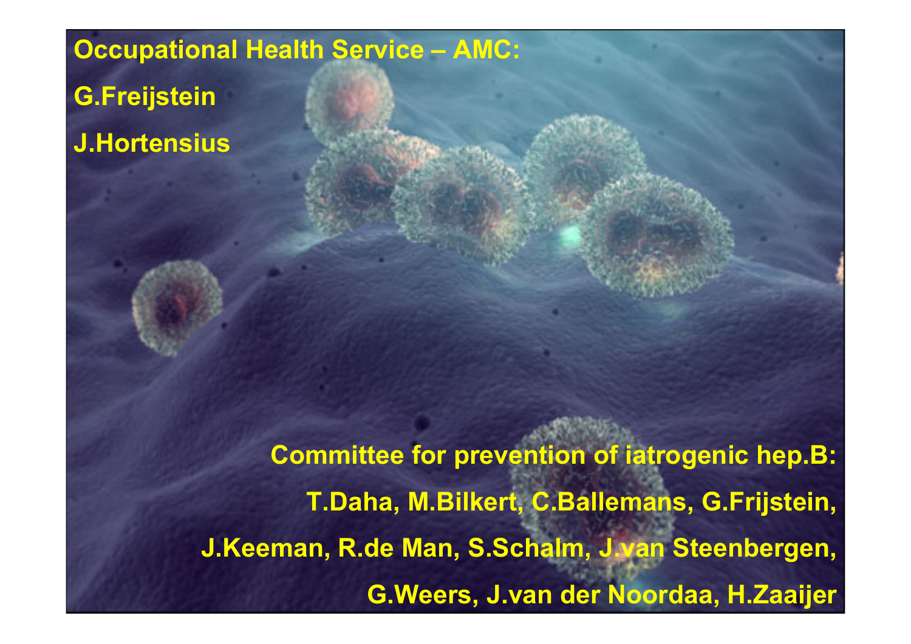**Occupational Health Service – AMC:**

**G.Freijstein**

**J.Hortensius**

**Committee for prevention of iatrogenic hep.B:**

**T.Daha, M.Bilkert, C.Ballemans, G.Frijstein,**

**J.Keeman, R.de Man, S.Schalm, J.van Steenbergen,**

**G.Weers, J.van der Noordaa, H.Zaaijer**